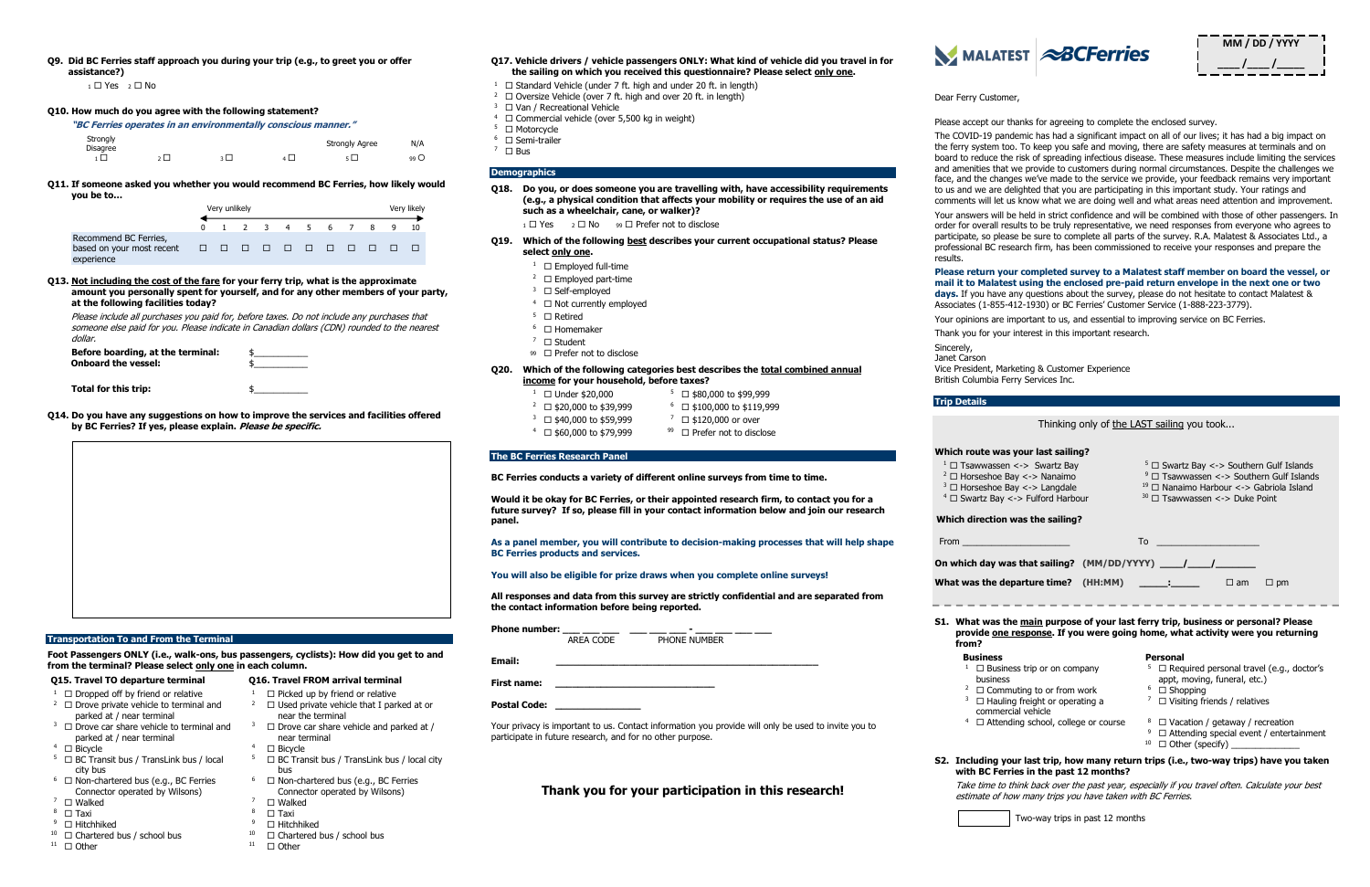**Q9. Did BC Ferries staff approach you during your trip (e.g., to greet you or offer assistance?)**

1 ☐ Yes 2 ☐ No

**Q10. How much do you agree with the following statement?**

***"BC Ferries operates in an environmentally conscious manner."***

| Strongly Disagree | | | | Strongly Agree | N/A |
|---|---|---|---|---|---|
| 1 ☐ | 2 ☐ | 3 ☐ | 4 ☐ | 5 ☐ | 99 ○ |

**Q11. If someone asked you whether you would recommend BC Ferries, how likely would you be to...**

| | Very unlikely | | | | | | | | | | Very likely |
|---|---|---|---|---|---|---|---|---|---|---|---|
| | 0 | 1 | 2 | 3 | 4 | 5 | 6 | 7 | 8 | 9 | 10 |
| Recommend BC Ferries, based on your most recent experience | ☐ | ☐ | ☐ | ☐ | ☐ | ☐ | ☐ | ☐ | ☐ | ☐ | ☐ |

**Q13. Not including the cost of the fare for your ferry trip, what is the approximate amount you personally spent for yourself, and for any other members of your party, at the following facilities today?**

*Please include all purchases you paid for, before taxes. Do not include any purchases that someone else paid for you. Please indicate in Canadian dollars (CDN) rounded to the nearest dollar.*

**Before boarding, at the terminal:** $__________

**Onboard the vessel:** $__________

**Total for this trip:** $__________

**Q14. Do you have any suggestions on how to improve the services and facilities offered by BC Ferries? If yes, please explain. *Please be specific.***

## Transportation To and From the Terminal

**Foot Passengers ONLY (i.e., walk-ons, bus passengers, cyclists): How did you get to and from the terminal? Please select only one in each column.**

**Q15. Travel TO departure terminal**

1 ☐ Dropped off by friend or relative
2 ☐ Drove private vehicle to terminal and parked at / near terminal
3 ☐ Drove car share vehicle to terminal and parked at / near terminal
4 ☐ Bicycle
5 ☐ BC Transit bus / TransLink bus / local city bus
6 ☐ Non-chartered bus (e.g., BC Ferries Connector operated by Wilsons)
7 ☐ Walked
8 ☐ Taxi
9 ☐ Hitchhiked
10 ☐ Chartered bus / school bus
11 ☐ Other

**Q16. Travel FROM arrival terminal**

1 ☐ Picked up by friend or relative
2 ☐ Used private vehicle that I parked at or near the terminal
3 ☐ Drove car share vehicle and parked at / near terminal
4 ☐ Bicycle
5 ☐ BC Transit bus / TransLink bus / local city bus
6 ☐ Non-chartered bus (e.g., BC Ferries Connector operated by Wilsons)
7 ☐ Walked
8 ☐ Taxi
9 ☐ Hitchhiked
10 ☐ Chartered bus / school bus
11 ☐ Other

**Q17. Vehicle drivers / vehicle passengers ONLY: What kind of vehicle did you travel in for the sailing on which you received this questionnaire? Please select only one.**

1 ☐ Standard Vehicle (under 7 ft. high and under 20 ft. in length)
2 ☐ Oversize Vehicle (over 7 ft. high and over 20 ft. in length)
3 ☐ Van / Recreational Vehicle
4 ☐ Commercial vehicle (over 5,500 kg in weight)
5 ☐ Motorcycle
6 ☐ Semi-trailer
7 ☐ Bus

## Demographics

**Q18. Do you, or does someone you are travelling with, have accessibility requirements (e.g., a physical condition that affects your mobility or requires the use of an aid such as a wheelchair, cane, or walker)?**

1 ☐ Yes 2 ☐ No 99 ☐ Prefer not to disclose

**Q19. Which of the following best describes your current occupational status? Please select only one.**

1 ☐ Employed full-time
2 ☐ Employed part-time
3 ☐ Self-employed
4 ☐ Not currently employed
5 ☐ Retired
6 ☐ Homemaker
7 ☐ Student
99 ☐ Prefer not to disclose

**Q20. Which of the following categories best describes the total combined annual income for your household, before taxes?**

1 ☐ Under $20,000
2 ☐ $20,000 to $39,999
3 ☐ $40,000 to $59,999
4 ☐ $60,000 to $79,999
5 ☐ $80,000 to $99,999
6 ☐ $100,000 to $119,999
7 ☐ $120,000 or over
99 ☐ Prefer not to disclose

## The BC Ferries Research Panel

**BC Ferries conducts a variety of different online surveys from time to time.**

**Would it be okay for BC Ferries, or their appointed research firm, to contact you for a future survey? If so, please fill in your contact information below and join our research panel.**

**As a panel member, you will contribute to decision-making processes that will help shape BC Ferries products and services.**

**You will also be eligible for prize draws when you complete online surveys!**

**All responses and data from this survey are strictly confidential and are separated from the contact information before being reported.**

**Phone number:** ___ ___ ___ ___ ___ ___ - ___ ___ ___ ___
AREA CODE PHONE NUMBER

**Email:** ______________________________

**First name:** ______________________________

**Postal Code:** ______________

Your privacy is important to us. Contact information you provide will only be used to invite you to participate in future research, and for no other purpose.

**Thank you for your participation in this research!**

MALATEST | BCFerries

MM / DD / YYYY
___/___/____

Dear Ferry Customer,

Please accept our thanks for agreeing to complete the enclosed survey.

The COVID-19 pandemic has had a significant impact on all of our lives; it has had a big impact on the ferry system too. To keep you safe and moving, there are safety measures at terminals and on board to reduce the risk of spreading infectious disease. These measures include limiting the services and amenities that we provide to customers during normal circumstances. Despite the challenges we face, and the changes we've made to the service we provide, your feedback remains very important to us and we are delighted that you are participating in this important study. Your ratings and comments will let us know what we are doing well and what areas need attention and improvement.

Your answers will be held in strict confidence and will be combined with those of other passengers. In order for overall results to be truly representative, we need responses from everyone who agrees to participate, so please be sure to complete all parts of the survey. R.A. Malatest & Associates Ltd., a professional BC research firm, has been commissioned to receive your responses and prepare the results.

**Please return your completed survey to a Malatest staff member on board the vessel, or mail it to Malatest using the enclosed pre-paid return envelope in the next one or two days.** If you have any questions about the survey, please do not hesitate to contact Malatest & Associates (1-855-412-1930) or BC Ferries' Customer Service (1-888-223-3779).

Your opinions are important to us, and essential to improving service on BC Ferries.

Thank you for your interest in this important research.

Sincerely,
Janet Carson
Vice President, Marketing & Customer Experience
British Columbia Ferry Services Inc.

## Trip Details

Thinking only of the LAST sailing you took...

**Which route was your last sailing?**

1 ☐ Tsawwassen <-> Swartz Bay
2 ☐ Horseshoe Bay <-> Nanaimo
3 ☐ Horseshoe Bay <-> Langdale
4 ☐ Swartz Bay <-> Fulford Harbour
5 ☐ Swartz Bay <-> Southern Gulf Islands
9 ☐ Tsawwassen <-> Southern Gulf Islands
19 ☐ Nanaimo Harbour <-> Gabriola Island
30 ☐ Tsawwassen <-> Duke Point

**Which direction was the sailing?**

From ____________________ To ____________________

**On which day was that sailing? (MM/DD/YYYY)** ____/____/______

**What was the departure time? (HH:MM)** _____:_____ ☐ am ☐ pm

**S1. What was the main purpose of your last ferry trip, business or personal? Please provide one response. If you were going home, what activity were you returning from?**

**Business**

1 ☐ Business trip or on company business
2 ☐ Commuting to or from work
3 ☐ Hauling freight or operating a commercial vehicle
4 ☐ Attending school, college or course

**Personal**

5 ☐ Required personal travel (e.g., doctor's appt, moving, funeral, etc.)
6 ☐ Shopping
7 ☐ Visiting friends / relatives
8 ☐ Vacation / getaway / recreation
9 ☐ Attending special event / entertainment
10 ☐ Other (specify) ______________

**S2. Including your last trip, how many return trips (i.e., two-way trips) have you taken with BC Ferries in the past 12 months?**

*Take time to think back over the past year, especially if you travel often. Calculate your best estimate of how many trips you have taken with BC Ferries.*

☐ Two-way trips in past 12 months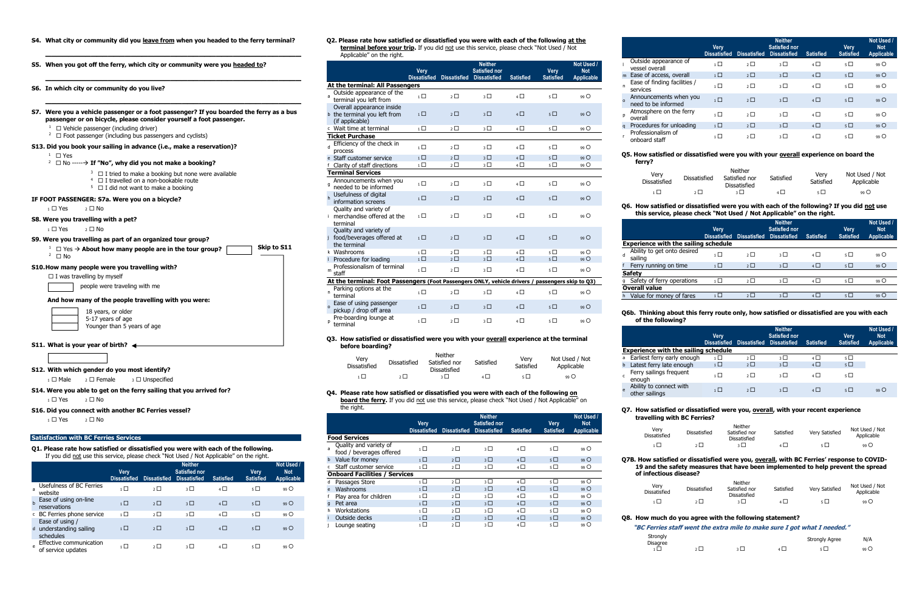**S4. What city or community did you leave from when you headed to the ferry terminal?**

\_\_\_\_\_\_\_\_\_\_\_\_\_\_\_\_\_\_\_\_\_\_\_\_\_\_\_\_\_\_\_\_\_\_\_\_\_\_\_\_

**S5. When you got off the ferry, which city or community were you headed to?**

\_\_\_\_\_\_\_\_\_\_\_\_\_\_\_\_\_\_\_\_\_\_\_\_\_\_\_\_\_\_\_\_\_\_\_\_\_\_\_\_

**S6. In which city or community do you live?**

\_\_\_\_\_\_\_\_\_\_\_\_\_\_\_\_\_\_\_\_\_\_\_\_\_\_\_\_\_\_\_\_\_\_\_\_\_\_\_\_

**S7. Were you a vehicle passenger or a foot passenger? If you boarded the ferry as a bus passenger or on bicycle, please consider yourself a foot passenger.**

- 1 ☐ Vehicle passenger (including driver)
- 2 ☐ Foot passenger (including bus passengers and cyclists)

**S13. Did you book your sailing in advance (i.e., make a reservation)?**

- 1 ☐ Yes
- 2 ☐ No -----→ **If "No", why did you not make a booking?**
  - 3 ☐ I tried to make a booking but none were available
  - 4 ☐ I travelled on a non-bookable route
  - 5 ☐ I did not want to make a booking

**IF FOOT PASSENGER: S7a. Were you on a bicycle?**

1 ☐ Yes  2 ☐ No

**S8. Were you travelling with a pet?**

1 ☐ Yes  2 ☐ No

**S9. Were you travelling as part of an organized tour group?**

- 1 ☐ Yes → **About how many people are in the tour group?** ☐ **Skip to S11**
- 2 ☐ No

**S10. How many people were you travelling with?**

☐ I was travelling by myself

☐ people were traveling with me

**And how many of the people travelling with you were:**

☐ 18 years, or older
☐ 5-17 years of age
☐ Younger than 5 years of age

**S11. What is your year of birth?**

☐

**S12. With which gender do you most identify?**

1 ☐ Male  2 ☐ Female  3 ☐ Unspecified

**S14. Were you able to get on the ferry sailing that you arrived for?**

1 ☐ Yes  2 ☐ No

**S16. Did you connect with another BC Ferries vessel?**

1 ☐ Yes  2 ☐ No

## Satisfaction with BC Ferries Services

**Q1. Please rate how satisfied or dissatisfied you were with each of the following.**
If you did not use this service, please check "Not Used / Not Applicable" on the right.

| | Very Dissatisfied | Dissatisfied | Neither Satisfied nor Dissatisfied | Satisfied | Very Satisfied | Not Used / Not Applicable |
|---|---|---|---|---|---|---|
| a Usefulness of BC Ferries website | 1 ☐ | 2 ☐ | 3 ☐ | 4 ☐ | 5 ☐ | 99 ○ |
| b Ease of using on-line reservations | 1 ☐ | 2 ☐ | 3 ☐ | 4 ☐ | 5 ☐ | 99 ○ |
| c BC Ferries phone service | 1 ☐ | 2 ☐ | 3 ☐ | 4 ☐ | 5 ☐ | 99 ○ |
| d Ease of using / understanding sailing schedules | 1 ☐ | 2 ☐ | 3 ☐ | 4 ☐ | 5 ☐ | 99 ○ |
| e Effective communication of service updates | 1 ☐ | 2 ☐ | 3 ☐ | 4 ☐ | 5 ☐ | 99 ○ |

**Q2. Please rate how satisfied or dissatisfied you were with each of the following at the terminal before your trip.** If you did not use this service, please check "Not Used / Not Applicable" on the right.

| | Very Dissatisfied | Dissatisfied | Neither Satisfied nor Dissatisfied | Satisfied | Very Satisfied | Not Used / Not Applicable |
|---|---|---|---|---|---|---|
| **At the terminal: All Passengers** | | | | | | |
| a Outside appearance of the terminal you left from | 1 ☐ | 2 ☐ | 3 ☐ | 4 ☐ | 5 ☐ | 99 ○ |
| b Overall appearance inside the terminal you left from (if applicable) | 1 ☐ | 2 ☐ | 3 ☐ | 4 ☐ | 5 ☐ | 99 ○ |
| c Wait time at terminal | 1 ☐ | 2 ☐ | 3 ☐ | 4 ☐ | 5 ☐ | 99 ○ |
| **Ticket Purchase** | | | | | | |
| d Efficiency of the check in process | 1 ☐ | 2 ☐ | 3 ☐ | 4 ☐ | 5 ☐ | 99 ○ |
| e Staff customer service | 1 ☐ | 2 ☐ | 3 ☐ | 4 ☐ | 5 ☐ | 99 ○ |
| f Clarity of staff directions | 1 ☐ | 2 ☐ | 3 ☐ | 4 ☐ | 5 ☐ | 99 ○ |
| **Terminal Services** | | | | | | |
| g Announcements when you needed to be informed | 1 ☐ | 2 ☐ | 3 ☐ | 4 ☐ | 5 ☐ | 99 ○ |
| h Usefulness of digital information screens | 1 ☐ | 2 ☐ | 3 ☐ | 4 ☐ | 5 ☐ | 99 ○ |
| i Quality and variety of merchandise offered at the terminal | 1 ☐ | 2 ☐ | 3 ☐ | 4 ☐ | 5 ☐ | 99 ○ |
| j Quality and variety of food/beverages offered at the terminal | 1 ☐ | 2 ☐ | 3 ☐ | 4 ☐ | 5 ☐ | 99 ○ |
| k Washrooms | 1 ☐ | 2 ☐ | 3 ☐ | 4 ☐ | 5 ☐ | 99 ○ |
| l Procedure for loading | 1 ☐ | 2 ☐ | 3 ☐ | 4 ☐ | 5 ☐ | 99 ○ |
| m Professionalism of terminal staff | 1 ☐ | 2 ☐ | 3 ☐ | 4 ☐ | 5 ☐ | 99 ○ |
| **At the terminal: Foot Passengers (Foot Passengers ONLY, vehicle drivers / passengers skip to Q3)** | | | | | | |
| n Parking options at the terminal | 1 ☐ | 2 ☐ | 3 ☐ | 4 ☐ | 5 ☐ | 99 ○ |
| o Ease of using passenger pickup / drop off area | 1 ☐ | 2 ☐ | 3 ☐ | 4 ☐ | 5 ☐ | 99 ○ |
| p Pre-boarding lounge at terminal | 1 ☐ | 2 ☐ | 3 ☐ | 4 ☐ | 5 ☐ | 99 ○ |

**Q3. How satisfied or dissatisfied were you with your overall experience at the terminal before boarding?**

| Very Dissatisfied | Dissatisfied | Neither Satisfied nor Dissatisfied | Satisfied | Very Satisfied | Not Used / Not Applicable |
|---|---|---|---|---|---|
| 1 ☐ | 2 ☐ | 3 ☐ | 4 ☐ | 5 ☐ | 99 ○ |

**Q4. Please rate how satisfied or dissatisfied you were with each of the following on board the ferry.** If you did not use this service, please check "Not Used / Not Applicable" on the right.

| | Very Dissatisfied | Dissatisfied | Neither Satisfied nor Dissatisfied | Satisfied | Very Satisfied | Not Used / Not Applicable |
|---|---|---|---|---|---|---|
| **Food Services** | | | | | | |
| a Quality and variety of food / beverages offered | 1 ☐ | 2 ☐ | 3 ☐ | 4 ☐ | 5 ☐ | 99 ○ |
| b Value for money | 1 ☐ | 2 ☐ | 3 ☐ | 4 ☐ | 5 ☐ | 99 ○ |
| c Staff customer service | 1 ☐ | 2 ☐ | 3 ☐ | 4 ☐ | 5 ☐ | 99 ○ |
| **Onboard Facilities / Services** | | | | | | |
| d Passages Store | 1 ☐ | 2 ☐ | 3 ☐ | 4 ☐ | 5 ☐ | 99 ○ |
| e Washrooms | 1 ☐ | 2 ☐ | 3 ☐ | 4 ☐ | 5 ☐ | 99 ○ |
| f Play area for children | 1 ☐ | 2 ☐ | 3 ☐ | 4 ☐ | 5 ☐ | 99 ○ |
| g Pet area | 1 ☐ | 2 ☐ | 3 ☐ | 4 ☐ | 5 ☐ | 99 ○ |
| h Workstations | 1 ☐ | 2 ☐ | 3 ☐ | 4 ☐ | 5 ☐ | 99 ○ |
| i Outside decks | 1 ☐ | 2 ☐ | 3 ☐ | 4 ☐ | 5 ☐ | 99 ○ |
| j Lounge seating | 1 ☐ | 2 ☐ | 3 ☐ | 4 ☐ | 5 ☐ | 99 ○ |
| l Outside appearance of vessel overall | 1 ☐ | 2 ☐ | 3 ☐ | 4 ☐ | 5 ☐ | 99 ○ |
| m Ease of access, overall | 1 ☐ | 2 ☐ | 3 ☐ | 4 ☐ | 5 ☐ | 99 ○ |
| n Ease of finding facilities / services | 1 ☐ | 2 ☐ | 3 ☐ | 4 ☐ | 5 ☐ | 99 ○ |
| o Announcements when you need to be informed | 1 ☐ | 2 ☐ | 3 ☐ | 4 ☐ | 5 ☐ | 99 ○ |
| p Atmosphere on the ferry overall | 1 ☐ | 2 ☐ | 3 ☐ | 4 ☐ | 5 ☐ | 99 ○ |
| q Procedures for unloading | 1 ☐ | 2 ☐ | 3 ☐ | 4 ☐ | 5 ☐ | 99 ○ |
| r Professionalism of onboard staff | 1 ☐ | 2 ☐ | 3 ☐ | 4 ☐ | 5 ☐ | 99 ○ |

**Q5. How satisfied or dissatisfied were you with your overall experience on board the ferry?**

| Very Dissatisfied | Dissatisfied | Neither Satisfied nor Dissatisfied | Satisfied | Very Satisfied | Not Used / Not Applicable |
|---|---|---|---|---|---|
| 1 ☐ | 2 ☐ | 3 ☐ | 4 ☐ | 5 ☐ | 99 ○ |

**Q6. How satisfied or dissatisfied were you with each of the following? If you did not use this service, please check "Not Used / Not Applicable" on the right.**

| | Very Dissatisfied | Dissatisfied | Neither Satisfied nor Dissatisfied | Satisfied | Very Satisfied | Not Used / Not Applicable |
|---|---|---|---|---|---|---|
| **Experience with the sailing schedule** | | | | | | |
| d Ability to get onto desired sailing | 1 ☐ | 2 ☐ | 3 ☐ | 4 ☐ | 5 ☐ | 99 ○ |
| f Ferry running on time | 1 ☐ | 2 ☐ | 3 ☐ | 4 ☐ | 5 ☐ | 99 ○ |
| **Safety** | | | | | | |
| g Safety of ferry operations | 1 ☐ | 2 ☐ | 3 ☐ | 4 ☐ | 5 ☐ | 99 ○ |
| **Overall value** | | | | | | |
| h Value for money of fares | 1 ☐ | 2 ☐ | 3 ☐ | 4 ☐ | 5 ☐ | 99 ○ |

**Q6b. Thinking about this ferry route only, how satisfied or dissatisfied are you with each of the following?**

| | Very Dissatisfied | Dissatisfied | Neither Satisfied nor Dissatisfied | Satisfied | Very Satisfied | Not Used / Not Applicable |
|---|---|---|---|---|---|---|
| **Experience with the sailing schedule** | | | | | | |
| a Earliest ferry early enough | 1 ☐ | 2 ☐ | 3 ☐ | 4 ☐ | 5 ☐ | |
| b Latest ferry late enough | 1 ☐ | 2 ☐ | 3 ☐ | 4 ☐ | 5 ☐ | |
| c Ferry sailings frequent enough | 1 ☐ | 2 ☐ | 3 ☐ | 4 ☐ | 5 ☐ | |
| e Ability to connect with other sailings | 1 ☐ | 2 ☐ | 3 ☐ | 4 ☐ | 5 ☐ | 99 ○ |

**Q7. How satisfied or dissatisfied were you, overall, with your recent experience travelling with BC Ferries?**

| Very Dissatisfied | Dissatisfied | Neither Satisfied nor Dissatisfied | Satisfied | Very Satisfied | Not Used / Not Applicable |
|---|---|---|---|---|---|
| 1 ☐ | 2 ☐ | 3 ☐ | 4 ☐ | 5 ☐ | 99 ○ |

**Q7B. How satisfied or dissatisfied were you, overall, with BC Ferries' response to COVID-19 and the safety measures that have been implemented to help prevent the spread of infectious disease?**

| Very Dissatisfied | Dissatisfied | Neither Satisfied nor Dissatisfied | Satisfied | Very Satisfied | Not Used / Not Applicable |
|---|---|---|---|---|---|
| 1 ☐ | 2 ☐ | 3 ☐ | 4 ☐ | 5 ☐ | 99 ○ |

**Q8. How much do you agree with the following statement?**

***"BC Ferries staff went the extra mile to make sure I got what I needed."***

| Strongly Disagree | | | | Strongly Agree | N/A |
|---|---|---|---|---|---|
| 1 ☐ | 2 ☐ | 3 ☐ | 4 ☐ | 5 ☐ | 99 ○ |